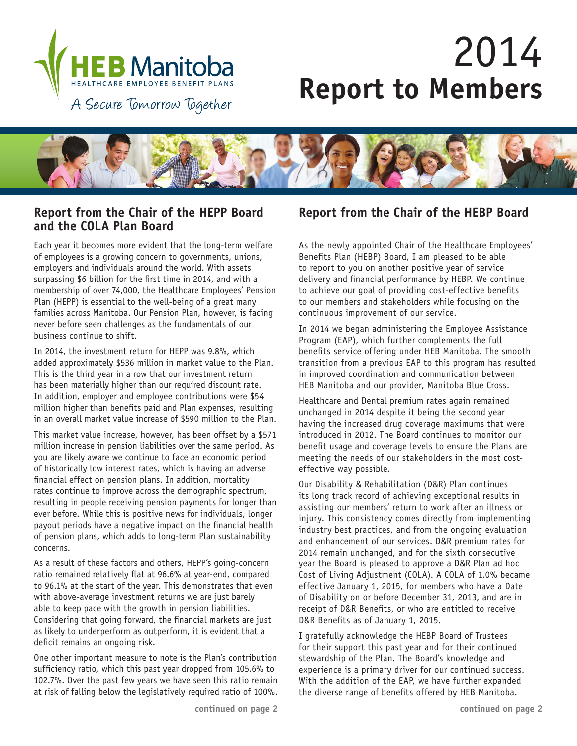HEB Manitoba
HEALTHCARE EMPLOYEE BENEFIT PLANS
A Secure Tomorrow Together

# 2014 Report to Members

## Report from the Chair of the HEPP Board and the COLA Plan Board

Each year it becomes more evident that the long-term welfare of employees is a growing concern to governments, unions, employers and individuals around the world. With assets surpassing $6 billion for the first time in 2014, and with a membership of over 74,000, the Healthcare Employees' Pension Plan (HEPP) is essential to the well-being of a great many families across Manitoba. Our Pension Plan, however, is facing never before seen challenges as the fundamentals of our business continue to shift.

In 2014, the investment return for HEPP was 9.8%, which added approximately $536 million in market value to the Plan. This is the third year in a row that our investment return has been materially higher than our required discount rate. In addition, employer and employee contributions were $54 million higher than benefits paid and Plan expenses, resulting in an overall market value increase of $590 million to the Plan.

This market value increase, however, has been offset by a $571 million increase in pension liabilities over the same period. As you are likely aware we continue to face an economic period of historically low interest rates, which is having an adverse financial effect on pension plans. In addition, mortality rates continue to improve across the demographic spectrum, resulting in people receiving pension payments for longer than ever before. While this is positive news for individuals, longer payout periods have a negative impact on the financial health of pension plans, which adds to long-term Plan sustainability concerns.

As a result of these factors and others, HEPP's going-concern ratio remained relatively flat at 96.6% at year-end, compared to 96.1% at the start of the year. This demonstrates that even with above-average investment returns we are just barely able to keep pace with the growth in pension liabilities. Considering that going forward, the financial markets are just as likely to underperform as outperform, it is evident that a deficit remains an ongoing risk.

One other important measure to note is the Plan's contribution sufficiency ratio, which this past year dropped from 105.6% to 102.7%. Over the past few years we have seen this ratio remain at risk of falling below the legislatively required ratio of 100%.

**continued on page 2**

## Report from the Chair of the HEBP Board

As the newly appointed Chair of the Healthcare Employees' Benefits Plan (HEBP) Board, I am pleased to be able to report to you on another positive year of service delivery and financial performance by HEBP. We continue to achieve our goal of providing cost-effective benefits to our members and stakeholders while focusing on the continuous improvement of our service.

In 2014 we began administering the Employee Assistance Program (EAP), which further complements the full benefits service offering under HEB Manitoba. The smooth transition from a previous EAP to this program has resulted in improved coordination and communication between HEB Manitoba and our provider, Manitoba Blue Cross.

Healthcare and Dental premium rates again remained unchanged in 2014 despite it being the second year having the increased drug coverage maximums that were introduced in 2012. The Board continues to monitor our benefit usage and coverage levels to ensure the Plans are meeting the needs of our stakeholders in the most cost-effective way possible.

Our Disability & Rehabilitation (D&R) Plan continues its long track record of achieving exceptional results in assisting our members' return to work after an illness or injury. This consistency comes directly from implementing industry best practices, and from the ongoing evaluation and enhancement of our services. D&R premium rates for 2014 remain unchanged, and for the sixth consecutive year the Board is pleased to approve a D&R Plan ad hoc Cost of Living Adjustment (COLA). A COLA of 1.0% became effective January 1, 2015, for members who have a Date of Disability on or before December 31, 2013, and are in receipt of D&R Benefits, or who are entitled to receive D&R Benefits as of January 1, 2015.

I gratefully acknowledge the HEBP Board of Trustees for their support this past year and for their continued stewardship of the Plan. The Board's knowledge and experience is a primary driver for our continued success. With the addition of the EAP, we have further expanded the diverse range of benefits offered by HEB Manitoba.

**continued on page 2**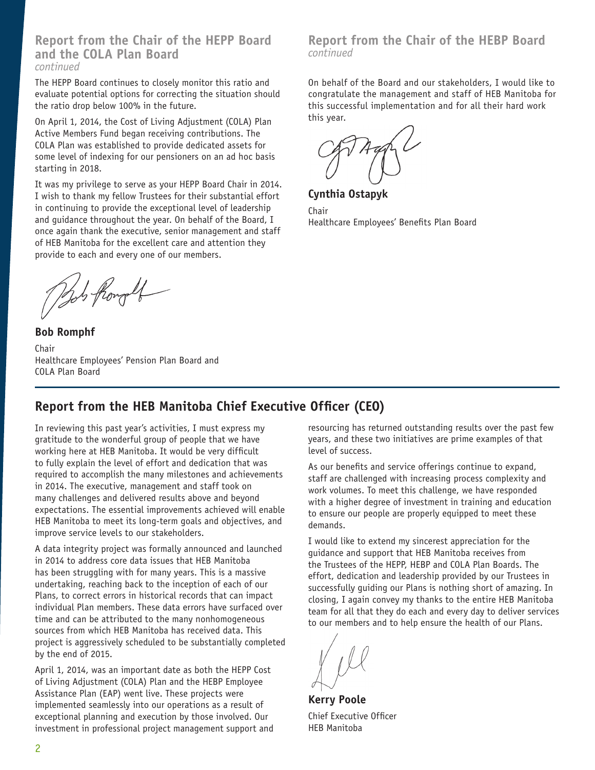## Report from the Chair of the HEPP Board and the COLA Plan Board

*continued*

The HEPP Board continues to closely monitor this ratio and evaluate potential options for correcting the situation should the ratio drop below 100% in the future.

On April 1, 2014, the Cost of Living Adjustment (COLA) Plan Active Members Fund began receiving contributions. The COLA Plan was established to provide dedicated assets for some level of indexing for our pensioners on an ad hoc basis starting in 2018.

It was my privilege to serve as your HEPP Board Chair in 2014. I wish to thank my fellow Trustees for their substantial effort in continuing to provide the exceptional level of leadership and guidance throughout the year. On behalf of the Board, I once again thank the executive, senior management and staff of HEB Manitoba for the excellent care and attention they provide to each and every one of our members.

**Bob Romphf**

Chair
Healthcare Employees' Pension Plan Board and
COLA Plan Board

## Report from the Chair of the HEBP Board

*continued*

On behalf of the Board and our stakeholders, I would like to congratulate the management and staff of HEB Manitoba for this successful implementation and for all their hard work this year.

**Cynthia Ostapyk**

Chair
Healthcare Employees' Benefits Plan Board

## Report from the HEB Manitoba Chief Executive Officer (CEO)

In reviewing this past year's activities, I must express my gratitude to the wonderful group of people that we have working here at HEB Manitoba. It would be very difficult to fully explain the level of effort and dedication that was required to accomplish the many milestones and achievements in 2014. The executive, management and staff took on many challenges and delivered results above and beyond expectations. The essential improvements achieved will enable HEB Manitoba to meet its long-term goals and objectives, and improve service levels to our stakeholders.

A data integrity project was formally announced and launched in 2014 to address core data issues that HEB Manitoba has been struggling with for many years. This is a massive undertaking, reaching back to the inception of each of our Plans, to correct errors in historical records that can impact individual Plan members. These data errors have surfaced over time and can be attributed to the many nonhomogeneous sources from which HEB Manitoba has received data. This project is aggressively scheduled to be substantially completed by the end of 2015.

April 1, 2014, was an important date as both the HEPP Cost of Living Adjustment (COLA) Plan and the HEBP Employee Assistance Plan (EAP) went live. These projects were implemented seamlessly into our operations as a result of exceptional planning and execution by those involved. Our investment in professional project management support and resourcing has returned outstanding results over the past few years, and these two initiatives are prime examples of that level of success.

As our benefits and service offerings continue to expand, staff are challenged with increasing process complexity and work volumes. To meet this challenge, we have responded with a higher degree of investment in training and education to ensure our people are properly equipped to meet these demands.

I would like to extend my sincerest appreciation for the guidance and support that HEB Manitoba receives from the Trustees of the HEPP, HEBP and COLA Plan Boards. The effort, dedication and leadership provided by our Trustees in successfully guiding our Plans is nothing short of amazing. In closing, I again convey my thanks to the entire HEB Manitoba team for all that they do each and every day to deliver services to our members and to help ensure the health of our Plans.

**Kerry Poole**

Chief Executive Officer
HEB Manitoba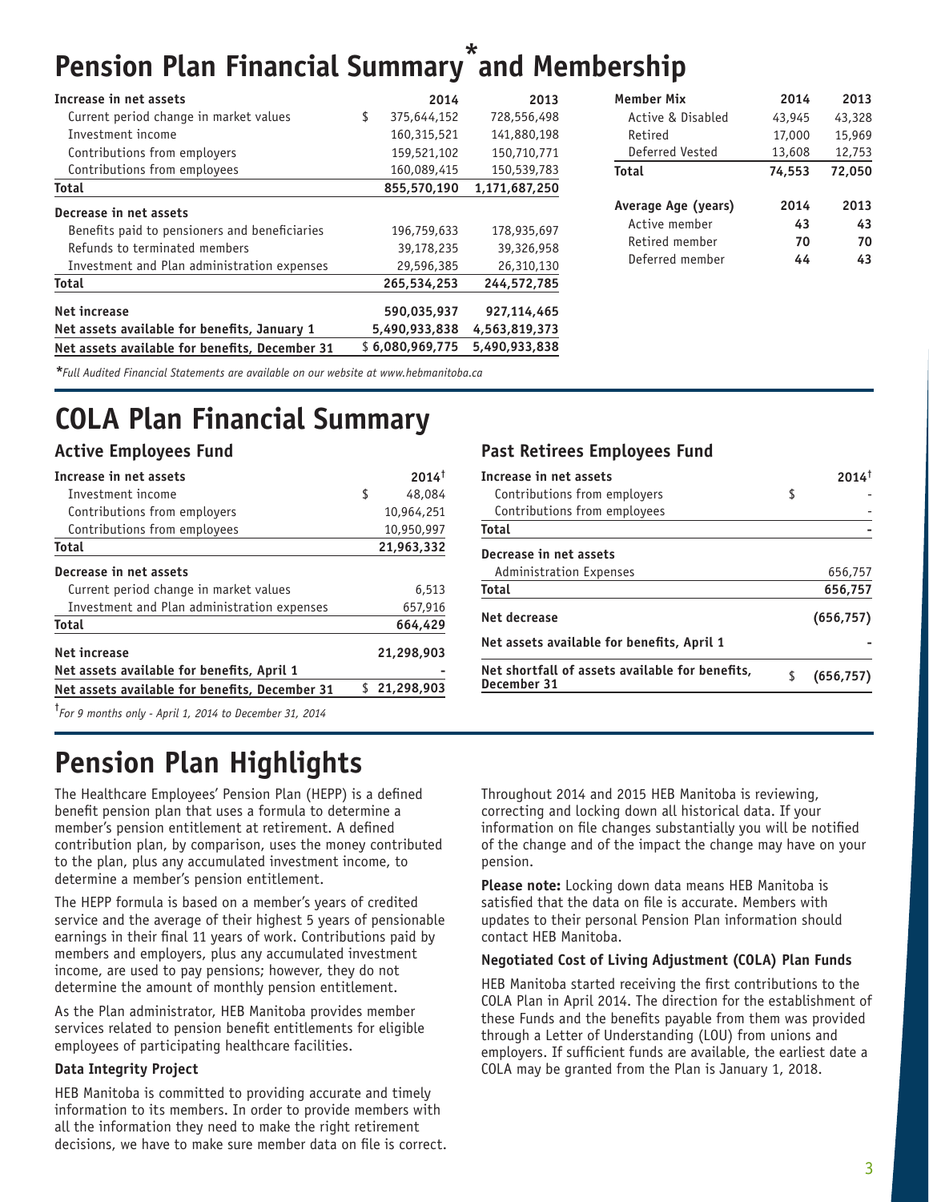# Pension Plan Financial Summary* and Membership

| Increase in net assets | 2014 | 2013 |
|---|---|---|
| Current period change in market values | $ 375,644,152 | 728,556,498 |
| Investment income | 160,315,521 | 141,880,198 |
| Contributions from employers | 159,521,102 | 150,710,771 |
| Contributions from employees | 160,089,415 | 150,539,783 |
| **Total** | **855,570,190** | **1,171,687,250** |
| **Decrease in net assets** | | |
| Benefits paid to pensioners and beneficiaries | 196,759,633 | 178,935,697 |
| Refunds to terminated members | 39,178,235 | 39,326,958 |
| Investment and Plan administration expenses | 29,596,385 | 26,310,130 |
| **Total** | **265,534,253** | **244,572,785** |
| **Net increase** | **590,035,937** | **927,114,465** |
| **Net assets available for benefits, January 1** | **5,490,933,838** | **4,563,819,373** |
| **Net assets available for benefits, December 31** | **$ 6,080,969,775** | **5,490,933,838** |

| Member Mix | 2014 | 2013 |
|---|---|---|
| Active & Disabled | 43,945 | 43,328 |
| Retired | 17,000 | 15,969 |
| Deferred Vested | 13,608 | 12,753 |
| **Total** | **74,553** | **72,050** |

| Average Age (years) | 2014 | 2013 |
|---|---|---|
| Active member | 43 | 43 |
| Retired member | 70 | 70 |
| Deferred member | 44 | 43 |

*\*Full Audited Financial Statements are available on our website at www.hebmanitoba.ca*

# COLA Plan Financial Summary

## Active Employees Fund

| Increase in net assets | 2014† |
|---|---|
| Investment income | $ 48,084 |
| Contributions from employers | 10,964,251 |
| Contributions from employees | 10,950,997 |
| **Total** | **21,963,332** |
| **Decrease in net assets** | |
| Current period change in market values | 6,513 |
| Investment and Plan administration expenses | 657,916 |
| **Total** | **664,429** |
| **Net increase** | **21,298,903** |
| **Net assets available for benefits, April 1** | **-** |
| **Net assets available for benefits, December 31** | **$ 21,298,903** |

*†For 9 months only - April 1, 2014 to December 31, 2014*

## Past Retirees Employees Fund

| Increase in net assets | 2014† |
|---|---|
| Contributions from employers | $ - |
| Contributions from employees | - |
| **Total** | **-** |
| **Decrease in net assets** | |
| Administration Expenses | 656,757 |
| **Total** | **656,757** |
| **Net decrease** | **(656,757)** |
| **Net assets available for benefits, April 1** | **-** |
| **Net shortfall of assets available for benefits, December 31** | **$ (656,757)** |

# Pension Plan Highlights

The Healthcare Employees' Pension Plan (HEPP) is a defined benefit pension plan that uses a formula to determine a member's pension entitlement at retirement. A defined contribution plan, by comparison, uses the money contributed to the plan, plus any accumulated investment income, to determine a member's pension entitlement.

The HEPP formula is based on a member's years of credited service and the average of their highest 5 years of pensionable earnings in their final 11 years of work. Contributions paid by members and employers, plus any accumulated investment income, are used to pay pensions; however, they do not determine the amount of monthly pension entitlement.

As the Plan administrator, HEB Manitoba provides member services related to pension benefit entitlements for eligible employees of participating healthcare facilities.

**Data Integrity Project**

HEB Manitoba is committed to providing accurate and timely information to its members. In order to provide members with all the information they need to make the right retirement decisions, we have to make sure member data on file is correct. Throughout 2014 and 2015 HEB Manitoba is reviewing, correcting and locking down all historical data. If your information on file changes substantially you will be notified of the change and of the impact the change may have on your pension.

**Please note:** Locking down data means HEB Manitoba is satisfied that the data on file is accurate. Members with updates to their personal Pension Plan information should contact HEB Manitoba.

**Negotiated Cost of Living Adjustment (COLA) Plan Funds**

HEB Manitoba started receiving the first contributions to the COLA Plan in April 2014. The direction for the establishment of these Funds and the benefits payable from them was provided through a Letter of Understanding (LOU) from unions and employers. If sufficient funds are available, the earliest date a COLA may be granted from the Plan is January 1, 2018.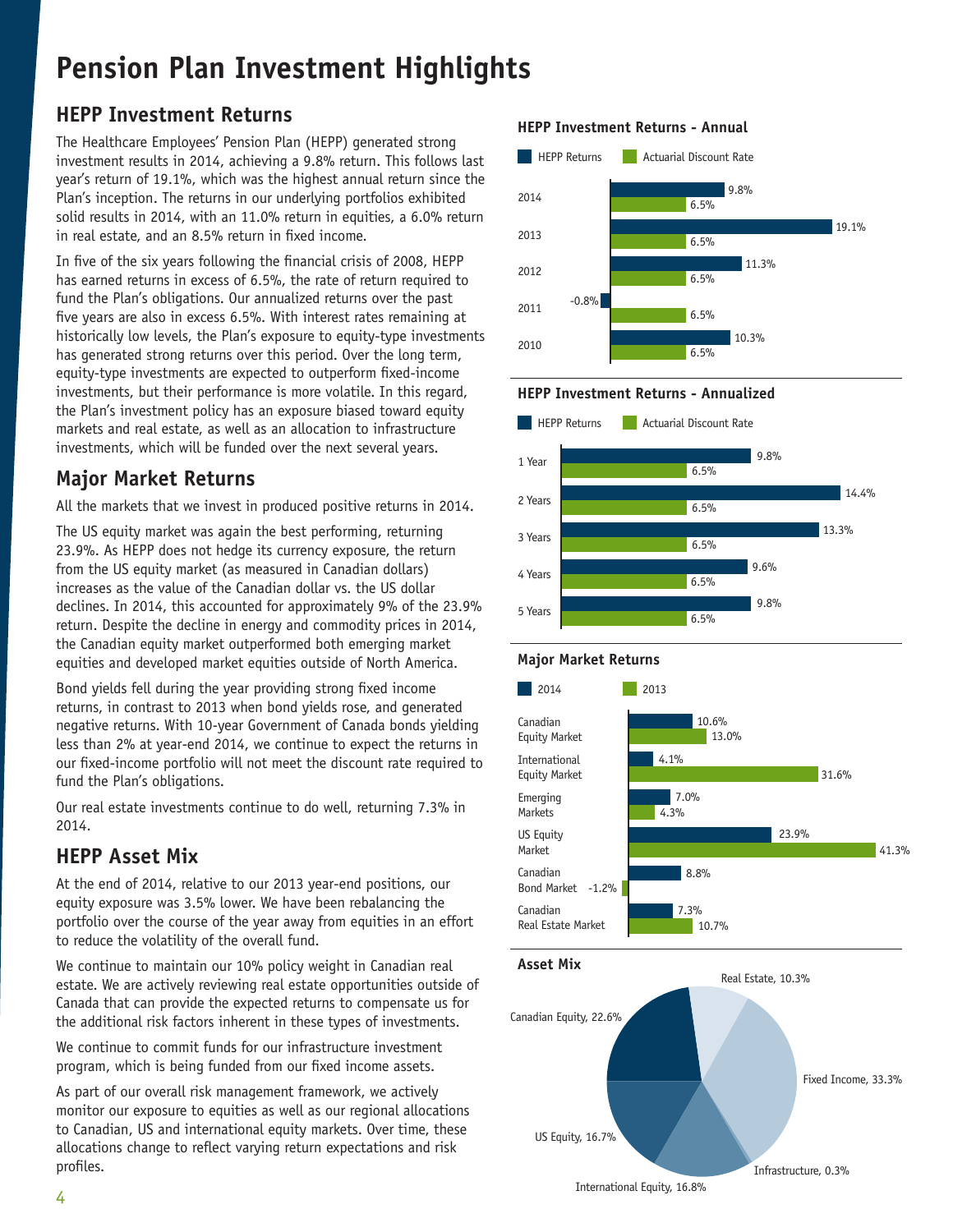# Pension Plan Investment Highlights

## HEPP Investment Returns

The Healthcare Employees' Pension Plan (HEPP) generated strong investment results in 2014, achieving a 9.8% return. This follows last year's return of 19.1%, which was the highest annual return since the Plan's inception. The returns in our underlying portfolios exhibited solid results in 2014, with an 11.0% return in equities, a 6.0% return in real estate, and an 8.5% return in fixed income.

In five of the six years following the financial crisis of 2008, HEPP has earned returns in excess of 6.5%, the rate of return required to fund the Plan's obligations. Our annualized returns over the past five years are also in excess 6.5%. With interest rates remaining at historically low levels, the Plan's exposure to equity-type investments has generated strong returns over this period. Over the long term, equity-type investments are expected to outperform fixed-income investments, but their performance is more volatile. In this regard, the Plan's investment policy has an exposure biased toward equity markets and real estate, as well as an allocation to infrastructure investments, which will be funded over the next several years.

## Major Market Returns

All the markets that we invest in produced positive returns in 2014.

The US equity market was again the best performing, returning 23.9%. As HEPP does not hedge its currency exposure, the return from the US equity market (as measured in Canadian dollars) increases as the value of the Canadian dollar vs. the US dollar declines. In 2014, this accounted for approximately 9% of the 23.9% return. Despite the decline in energy and commodity prices in 2014, the Canadian equity market outperformed both emerging market equities and developed market equities outside of North America.

Bond yields fell during the year providing strong fixed income returns, in contrast to 2013 when bond yields rose, and generated negative returns. With 10-year Government of Canada bonds yielding less than 2% at year-end 2014, we continue to expect the returns in our fixed-income portfolio will not meet the discount rate required to fund the Plan's obligations.

Our real estate investments continue to do well, returning 7.3% in 2014.

## HEPP Asset Mix

At the end of 2014, relative to our 2013 year-end positions, our equity exposure was 3.5% lower. We have been rebalancing the portfolio over the course of the year away from equities in an effort to reduce the volatility of the overall fund.

We continue to maintain our 10% policy weight in Canadian real estate. We are actively reviewing real estate opportunities outside of Canada that can provide the expected returns to compensate us for the additional risk factors inherent in these types of investments.

We continue to commit funds for our infrastructure investment program, which is being funded from our fixed income assets.

As part of our overall risk management framework, we actively monitor our exposure to equities as well as our regional allocations to Canadian, US and international equity markets. Over time, these allocations change to reflect varying return expectations and risk profiles.

**HEPP Investment Returns - Annual**

HEPP Returns
Actuarial Discount Rate

2014: 9.8%, 6.5%
2013: 19.1%, 6.5%
2012: 11.3%, 6.5%
2011: -0.8%, 6.5%
2010: 10.3%, 6.5%

**HEPP Investment Returns - Annualized**

HEPP Returns
Actuarial Discount Rate

1 Year: 9.8%, 6.5%
2 Years: 14.4%, 6.5%
3 Years: 13.3%, 6.5%
4 Years: 9.6%, 6.5%
5 Years: 9.8%, 6.5%

**Major Market Returns**

2014
2013

Canadian Equity Market: 10.6%, 13.0%
International Equity Market: 4.1%, 31.6%
Emerging Markets: 7.0%, 4.3%
US Equity Market: 23.9%, 41.3%
Canadian Bond Market: 8.8%, -1.2%
Canadian Real Estate Market: 7.3%, 10.7%

**Asset Mix**

Real Estate, 10.3%
Fixed Income, 33.3%
Infrastructure, 0.3%
International Equity, 16.8%
US Equity, 16.7%
Canadian Equity, 22.6%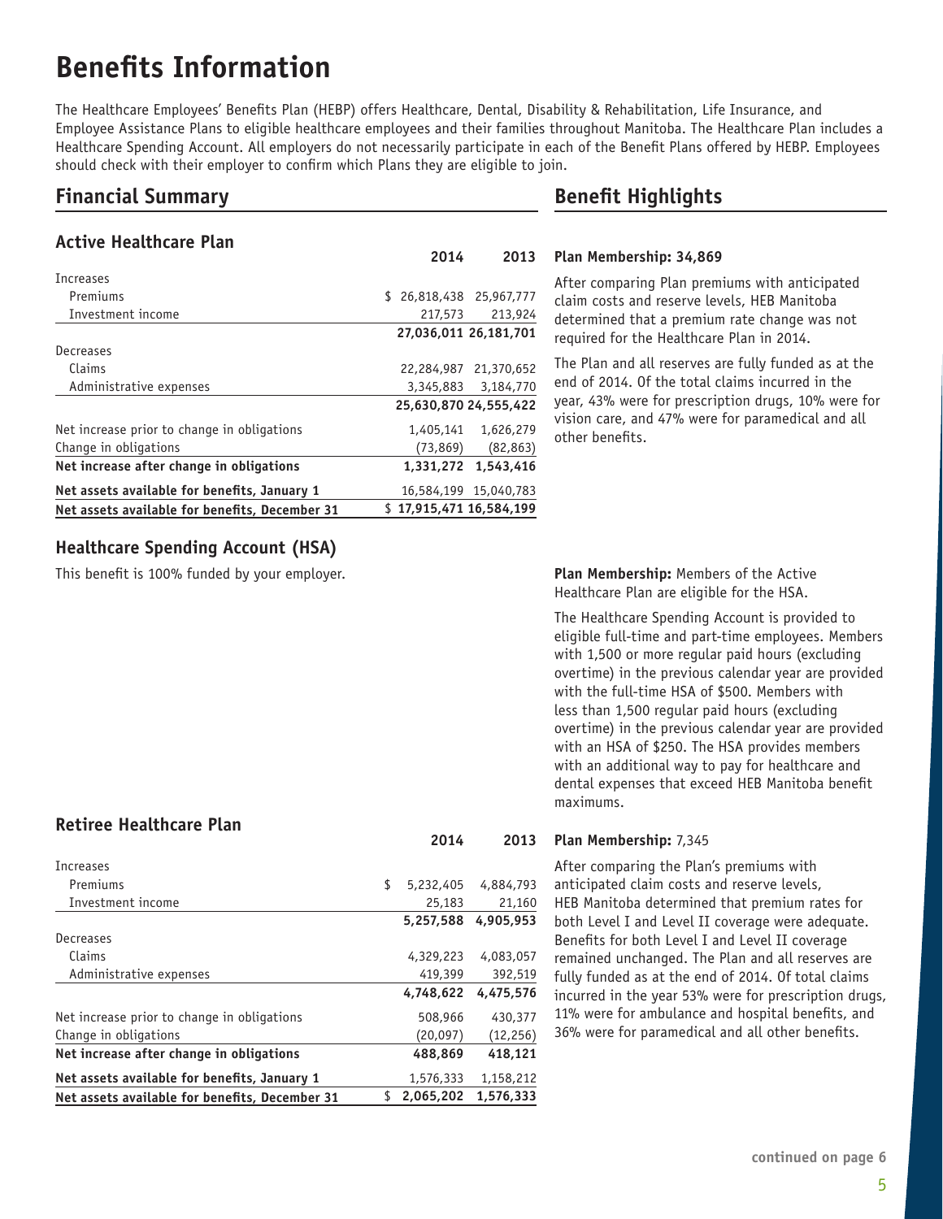# Benefits Information

The Healthcare Employees' Benefits Plan (HEBP) offers Healthcare, Dental, Disability & Rehabilitation, Life Insurance, and Employee Assistance Plans to eligible healthcare employees and their families throughout Manitoba. The Healthcare Plan includes a Healthcare Spending Account. All employers do not necessarily participate in each of the Benefit Plans offered by HEBP. Employees should check with their employer to confirm which Plans they are eligible to join.

## Financial Summary

### Active Healthcare Plan

| | 2014 | 2013 |
|---|---|---|
| Increases | | |
| Premiums | $ 26,818,438 | 25,967,777 |
| Investment income | 217,573 | 213,924 |
| | **27,036,011** | **26,181,701** |
| Decreases | | |
| Claims | 22,284,987 | 21,370,652 |
| Administrative expenses | 3,345,883 | 3,184,770 |
| | **25,630,870** | **24,555,422** |
| Net increase prior to change in obligations | 1,405,141 | 1,626,279 |
| Change in obligations | (73,869) | (82,863) |
| **Net increase after change in obligations** | **1,331,272** | **1,543,416** |
| **Net assets available for benefits, January 1** | 16,584,199 | 15,040,783 |
| **Net assets available for benefits, December 31** | **$ 17,915,471** | **16,584,199** |

## Benefit Highlights

**Plan Membership: 34,869**

After comparing Plan premiums with anticipated claim costs and reserve levels, HEB Manitoba determined that a premium rate change was not required for the Healthcare Plan in 2014.

The Plan and all reserves are fully funded as at the end of 2014. Of the total claims incurred in the year, 43% were for prescription drugs, 10% were for vision care, and 47% were for paramedical and all other benefits.

### Healthcare Spending Account (HSA)

This benefit is 100% funded by your employer.

**Plan Membership:** Members of the Active Healthcare Plan are eligible for the HSA.

The Healthcare Spending Account is provided to eligible full-time and part-time employees. Members with 1,500 or more regular paid hours (excluding overtime) in the previous calendar year are provided with the full-time HSA of $500. Members with less than 1,500 regular paid hours (excluding overtime) in the previous calendar year are provided with an HSA of $250. The HSA provides members with an additional way to pay for healthcare and dental expenses that exceed HEB Manitoba benefit maximums.

### Retiree Healthcare Plan

| | 2014 | 2013 |
|---|---|---|
| Increases | | |
| Premiums | $ 5,232,405 | 4,884,793 |
| Investment income | 25,183 | 21,160 |
| | **5,257,588** | **4,905,953** |
| Decreases | | |
| Claims | 4,329,223 | 4,083,057 |
| Administrative expenses | 419,399 | 392,519 |
| | **4,748,622** | **4,475,576** |
| Net increase prior to change in obligations | 508,966 | 430,377 |
| Change in obligations | (20,097) | (12,256) |
| **Net increase after change in obligations** | **488,869** | **418,121** |
| **Net assets available for benefits, January 1** | 1,576,333 | 1,158,212 |
| **Net assets available for benefits, December 31** | **$ 2,065,202** | **1,576,333** |

**Plan Membership:** 7,345

After comparing the Plan's premiums with anticipated claim costs and reserve levels, HEB Manitoba determined that premium rates for both Level I and Level II coverage were adequate. Benefits for both Level I and Level II coverage remained unchanged. The Plan and all reserves are fully funded as at the end of 2014. Of total claims incurred in the year 53% were for prescription drugs, 11% were for ambulance and hospital benefits, and 36% were for paramedical and all other benefits.

**continued on page 6**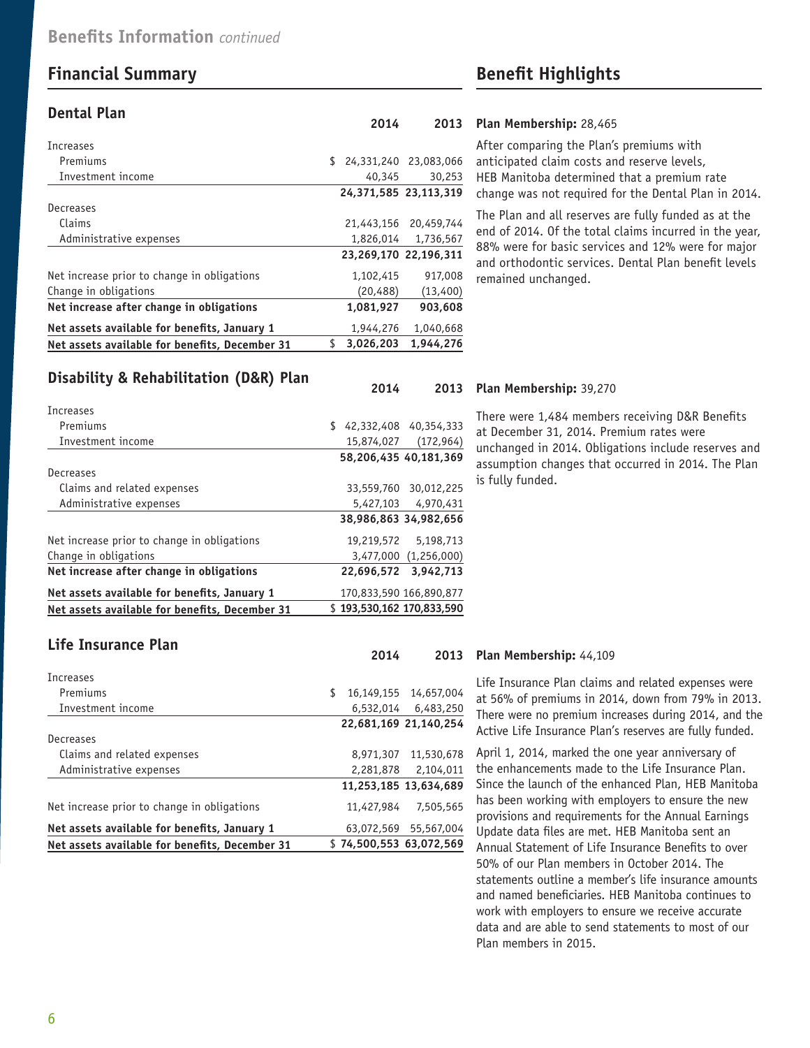## Benefits Information *continued*

## Financial Summary

### Dental Plan

| | 2014 | 2013 |
|---|---|---|
| Increases | | |
| Premiums | $ 24,331,240 | 23,083,066 |
| Investment income | 40,345 | 30,253 |
| | **24,371,585** | **23,113,319** |
| Decreases | | |
| Claims | 21,443,156 | 20,459,744 |
| Administrative expenses | 1,826,014 | 1,736,567 |
| | **23,269,170** | **22,196,311** |
| Net increase prior to change in obligations | 1,102,415 | 917,008 |
| Change in obligations | (20,488) | (13,400) |
| **Net increase after change in obligations** | **1,081,927** | **903,608** |
| **Net assets available for benefits, January 1** | 1,944,276 | 1,040,668 |
| **Net assets available for benefits, December 31** | **$ 3,026,203** | **1,944,276** |

### Disability & Rehabilitation (D&R) Plan

| | 2014 | 2013 |
|---|---|---|
| Increases | | |
| Premiums | $ 42,332,408 | 40,354,333 |
| Investment income | 15,874,027 | (172,964) |
| | **58,206,435** | **40,181,369** |
| Decreases | | |
| Claims and related expenses | 33,559,760 | 30,012,225 |
| Administrative expenses | 5,427,103 | 4,970,431 |
| | **38,986,863** | **34,982,656** |
| Net increase prior to change in obligations | 19,219,572 | 5,198,713 |
| Change in obligations | 3,477,000 | (1,256,000) |
| **Net increase after change in obligations** | **22,696,572** | **3,942,713** |
| **Net assets available for benefits, January 1** | 170,833,590 | 166,890,877 |
| **Net assets available for benefits, December 31** | **$ 193,530,162** | **170,833,590** |

### Life Insurance Plan

| | 2014 | 2013 |
|---|---|---|
| Increases | | |
| Premiums | $ 16,149,155 | 14,657,004 |
| Investment income | 6,532,014 | 6,483,250 |
| | **22,681,169** | **21,140,254** |
| Decreases | | |
| Claims and related expenses | 8,971,307 | 11,530,678 |
| Administrative expenses | 2,281,878 | 2,104,011 |
| | **11,253,185** | **13,634,689** |
| Net increase prior to change in obligations | 11,427,984 | 7,505,565 |
| **Net assets available for benefits, January 1** | 63,072,569 | 55,567,004 |
| **Net assets available for benefits, December 31** | **$ 74,500,553** | **63,072,569** |

## Benefit Highlights

### Dental Plan

**Plan Membership:** 28,465

After comparing the Plan's premiums with anticipated claim costs and reserve levels, HEB Manitoba determined that a premium rate change was not required for the Dental Plan in 2014.

The Plan and all reserves are fully funded as at the end of 2014. Of the total claims incurred in the year, 88% were for basic services and 12% were for major and orthodontic services. Dental Plan benefit levels remained unchanged.

### Disability & Rehabilitation (D&R) Plan

**Plan Membership:** 39,270

There were 1,484 members receiving D&R Benefits at December 31, 2014. Premium rates were unchanged in 2014. Obligations include reserves and assumption changes that occurred in 2014. The Plan is fully funded.

### Life Insurance Plan

**Plan Membership:** 44,109

Life Insurance Plan claims and related expenses were at 56% of premiums in 2014, down from 79% in 2013. There were no premium increases during 2014, and the Active Life Insurance Plan's reserves are fully funded.

April 1, 2014, marked the one year anniversary of the enhancements made to the Life Insurance Plan. Since the launch of the enhanced Plan, HEB Manitoba has been working with employers to ensure the new provisions and requirements for the Annual Earnings Update data files are met. HEB Manitoba sent an Annual Statement of Life Insurance Benefits to over 50% of our Plan members in October 2014. The statements outline a member's life insurance amounts and named beneficiaries. HEB Manitoba continues to work with employers to ensure we receive accurate data and are able to send statements to most of our Plan members in 2015.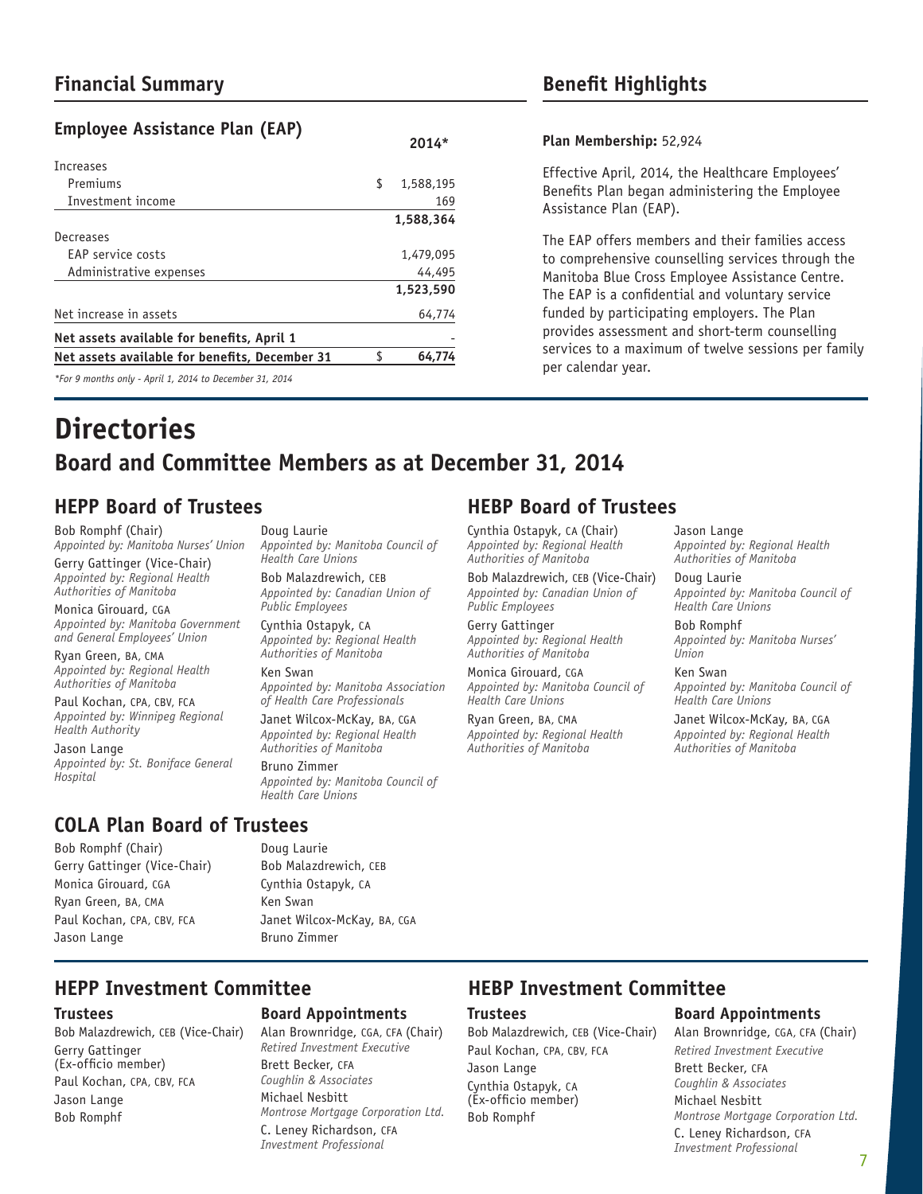## Financial Summary

### Employee Assistance Plan (EAP)

| | | 2014* |
|---|---|---|
| Increases | | |
| Premiums | $ | 1,588,195 |
| Investment income | | 169 |
| | | **1,588,364** |
| Decreases | | |
| EAP service costs | | 1,479,095 |
| Administrative expenses | | 44,495 |
| | | **1,523,590** |
| Net increase in assets | | 64,774 |
| **Net assets available for benefits, April 1** | | - |
| **Net assets available for benefits, December 31** | $ | **64,774** |

*\*For 9 months only - April 1, 2014 to December 31, 2014*

## Benefit Highlights

**Plan Membership:** 52,924

Effective April, 2014, the Healthcare Employees' Benefits Plan began administering the Employee Assistance Plan (EAP).

The EAP offers members and their families access to comprehensive counselling services through the Manitoba Blue Cross Employee Assistance Centre. The EAP is a confidential and voluntary service funded by participating employers. The Plan provides assessment and short-term counselling services to a maximum of twelve sessions per family per calendar year.

# Directories

## Board and Committee Members as at December 31, 2014

### HEPP Board of Trustees

Bob Romphf (Chair)
*Appointed by: Manitoba Nurses' Union*

Gerry Gattinger (Vice-Chair)
*Appointed by: Regional Health Authorities of Manitoba*

Monica Girouard, CGA
*Appointed by: Manitoba Government and General Employees' Union*

Ryan Green, BA, CMA
*Appointed by: Regional Health Authorities of Manitoba*

Paul Kochan, CPA, CBV, FCA
*Appointed by: Winnipeg Regional Health Authority*

Jason Lange
*Appointed by: St. Boniface General Hospital*

Doug Laurie
*Appointed by: Manitoba Council of Health Care Unions*

Bob Malazdrewich, CEB
*Appointed by: Canadian Union of Public Employees*

Cynthia Ostapyk, CA
*Appointed by: Regional Health Authorities of Manitoba*

Ken Swan
*Appointed by: Manitoba Association of Health Care Professionals*

Janet Wilcox-McKay, BA, CGA
*Appointed by: Regional Health Authorities of Manitoba*

Bruno Zimmer
*Appointed by: Manitoba Council of Health Care Unions*

### HEBP Board of Trustees

Cynthia Ostapyk, CA (Chair)
*Appointed by: Regional Health Authorities of Manitoba*

Bob Malazdrewich, CEB (Vice-Chair)
*Appointed by: Canadian Union of Public Employees*

Gerry Gattinger
*Appointed by: Regional Health Authorities of Manitoba*

Monica Girouard, CGA
*Appointed by: Manitoba Council of Health Care Unions*

Ryan Green, BA, CMA
*Appointed by: Regional Health Authorities of Manitoba*

Jason Lange
*Appointed by: Regional Health Authorities of Manitoba*

Doug Laurie
*Appointed by: Manitoba Council of Health Care Unions*

Bob Romphf
*Appointed by: Manitoba Nurses' Union*

Ken Swan
*Appointed by: Manitoba Council of Health Care Unions*

Janet Wilcox-McKay, BA, CGA
*Appointed by: Regional Health Authorities of Manitoba*

### COLA Plan Board of Trustees

Bob Romphf (Chair)
Gerry Gattinger (Vice-Chair)
Monica Girouard, CGA
Ryan Green, BA, CMA
Paul Kochan, CPA, CBV, FCA
Jason Lange
Doug Laurie
Bob Malazdrewich, CEB
Cynthia Ostapyk, CA
Ken Swan
Janet Wilcox-McKay, BA, CGA
Bruno Zimmer

### HEPP Investment Committee

#### Trustees

Bob Malazdrewich, CEB (Vice-Chair)
Gerry Gattinger (Ex-officio member)
Paul Kochan, CPA, CBV, FCA
Jason Lange
Bob Romphf

#### Board Appointments

Alan Brownridge, CGA, CFA (Chair)
*Retired Investment Executive*

Brett Becker, CFA
*Coughlin & Associates*

Michael Nesbitt
*Montrose Mortgage Corporation Ltd.*

C. Leney Richardson, CFA
*Investment Professional*

### HEBP Investment Committee

#### Trustees

Bob Malazdrewich, CEB (Vice-Chair)
Paul Kochan, CPA, CBV, FCA
Jason Lange
Cynthia Ostapyk, CA (Ex-officio member)
Bob Romphf

#### Board Appointments

Alan Brownridge, CGA, CFA (Chair)
*Retired Investment Executive*

Brett Becker, CFA
*Coughlin & Associates*

Michael Nesbitt
*Montrose Mortgage Corporation Ltd.*

C. Leney Richardson, CFA
*Investment Professional*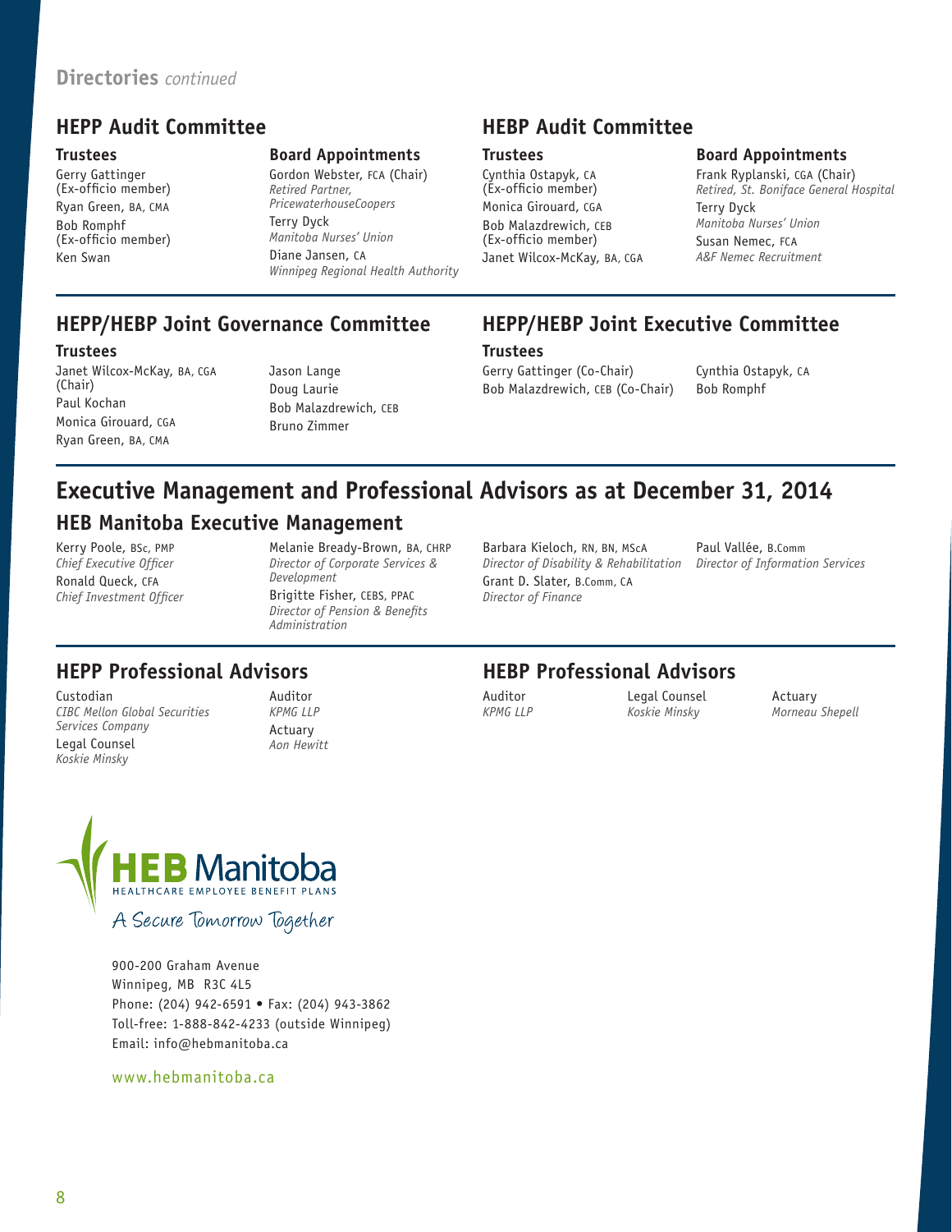## Directories *continued*

## HEPP Audit Committee

### Trustees

Gerry Gattinger (Ex-officio member)
Ryan Green, BA, CMA
Bob Romphf (Ex-officio member)
Ken Swan

### Board Appointments

Gordon Webster, FCA (Chair)
*Retired Partner, PricewaterhouseCoopers*
Terry Dyck
*Manitoba Nurses' Union*
Diane Jansen, CA
*Winnipeg Regional Health Authority*

## HEBP Audit Committee

### Trustees

Cynthia Ostapyk, CA (Ex-officio member)
Monica Girouard, CGA
Bob Malazdrewich, CEB (Ex-officio member)
Janet Wilcox-McKay, BA, CGA

### Board Appointments

Frank Ryplanski, CGA (Chair)
*Retired, St. Boniface General Hospital*
Terry Dyck
*Manitoba Nurses' Union*
Susan Nemec, FCA
*A&F Nemec Recruitment*

## HEPP/HEBP Joint Governance Committee

### Trustees

Janet Wilcox-McKay, BA, CGA (Chair)
Paul Kochan
Monica Girouard, CGA
Ryan Green, BA, CMA
Jason Lange
Doug Laurie
Bob Malazdrewich, CEB
Bruno Zimmer

## HEPP/HEBP Joint Executive Committee

### Trustees

Gerry Gattinger (Co-Chair)
Bob Malazdrewich, CEB (Co-Chair)
Cynthia Ostapyk, CA
Bob Romphf

# Executive Management and Professional Advisors as at December 31, 2014

## HEB Manitoba Executive Management

Kerry Poole, BSc, PMP
*Chief Executive Officer*
Ronald Queck, CFA
*Chief Investment Officer*
Melanie Bready-Brown, BA, CHRP
*Director of Corporate Services & Development*
Brigitte Fisher, CEBS, PPAC
*Director of Pension & Benefits Administration*
Barbara Kieloch, RN, BN, MScA
*Director of Disability & Rehabilitation*
Grant D. Slater, B.Comm, CA
*Director of Finance*
Paul Vallée, B.Comm
*Director of Information Services*

## HEPP Professional Advisors

Custodian
*CIBC Mellon Global Securities Services Company*
Legal Counsel
*Koskie Minsky*
Auditor
*KPMG LLP*
Actuary
*Aon Hewitt*

## HEBP Professional Advisors

Auditor
*KPMG LLP*
Legal Counsel
*Koskie Minsky*
Actuary
*Morneau Shepell*

HEB Manitoba
HEALTHCARE EMPLOYEE BENEFIT PLANS
A Secure Tomorrow Together

900-200 Graham Avenue
Winnipeg, MB R3C 4L5
Phone: (204) 942-6591 • Fax: (204) 943-3862
Toll-free: 1-888-842-4233 (outside Winnipeg)
Email: info@hebmanitoba.ca

www.hebmanitoba.ca